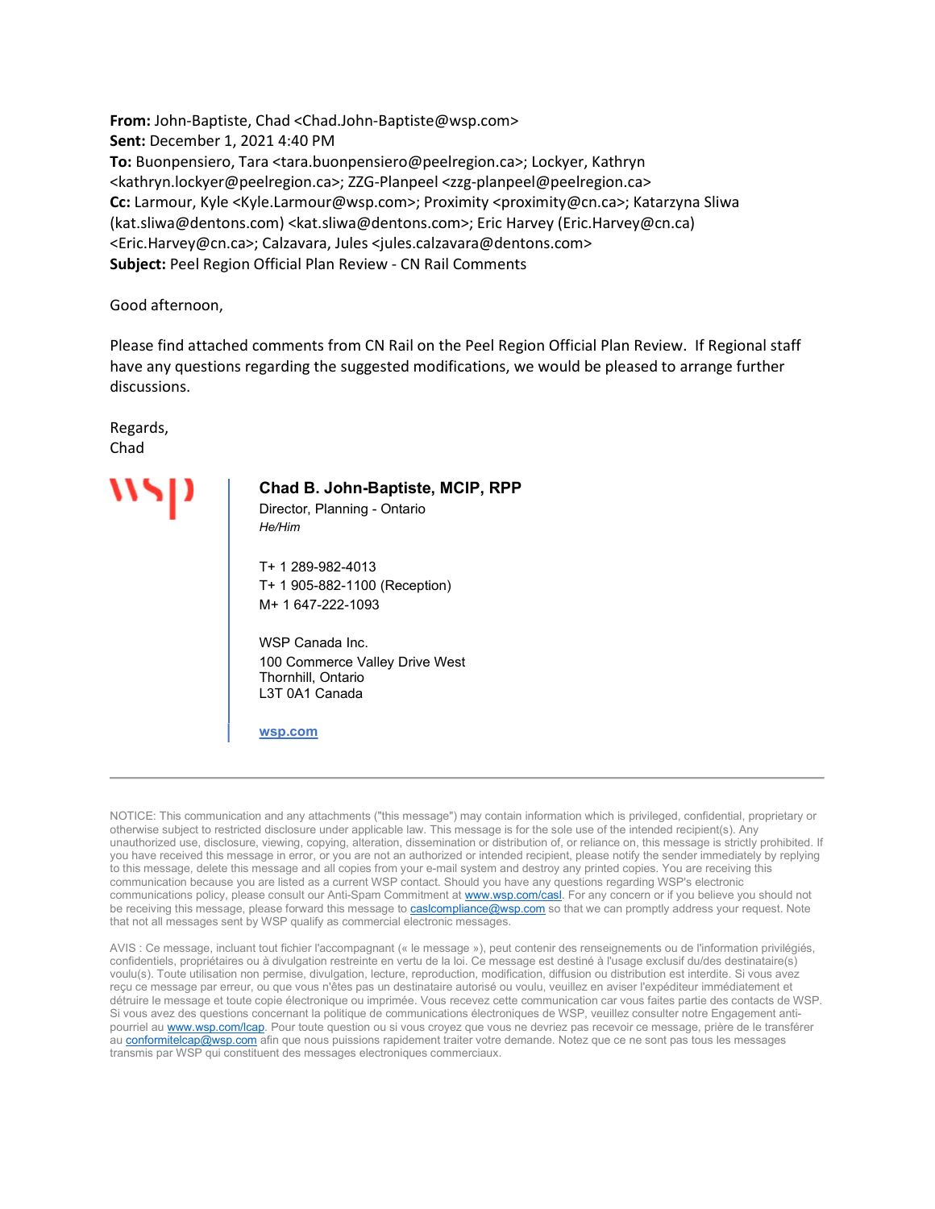**From:** John-Baptiste, Chad <Chad.John-Baptiste@wsp.com>
**Sent:** December 1, 2021 4:40 PM
**To:** Buonpensiero, Tara <tara.buonpensiero@peelregion.ca>; Lockyer, Kathryn <kathryn.lockyer@peelregion.ca>; ZZG-Planpeel <zzg-planpeel@peelregion.ca>
**Cc:** Larmour, Kyle <Kyle.Larmour@wsp.com>; Proximity <proximity@cn.ca>; Katarzyna Sliwa (kat.sliwa@dentons.com) <kat.sliwa@dentons.com>; Eric Harvey (Eric.Harvey@cn.ca) <Eric.Harvey@cn.ca>; Calzavara, Jules <jules.calzavara@dentons.com>
**Subject:** Peel Region Official Plan Review - CN Rail Comments

Good afternoon,

Please find attached comments from CN Rail on the Peel Region Official Plan Review. If Regional staff have any questions regarding the suggested modifications, we would be pleased to arrange further discussions.

Regards,
Chad

**Chad B. John-Baptiste, MCIP, RPP**
Director, Planning - Ontario
*He/Him*

T+ 1 289-982-4013
T+ 1 905-882-1100 (Reception)
M+ 1 647-222-1093

WSP Canada Inc.
100 Commerce Valley Drive West
Thornhill, Ontario
L3T 0A1 Canada

[wsp.com](http://wsp.com)

---

NOTICE: This communication and any attachments ("this message") may contain information which is privileged, confidential, proprietary or otherwise subject to restricted disclosure under applicable law. This message is for the sole use of the intended recipient(s). Any unauthorized use, disclosure, viewing, copying, alteration, dissemination or distribution of, or reliance on, this message is strictly prohibited. If you have received this message in error, or you are not an authorized or intended recipient, please notify the sender immediately by replying to this message, delete this message and all copies from your e-mail system and destroy any printed copies. You are receiving this communication because you are listed as a current WSP contact. Should you have any questions regarding WSP's electronic communications policy, please consult our Anti-Spam Commitment at www.wsp.com/casl. For any concern or if you believe you should not be receiving this message, please forward this message to caslcompliance@wsp.com so that we can promptly address your request. Note that not all messages sent by WSP qualify as commercial electronic messages.

AVIS : Ce message, incluant tout fichier l'accompagnant (« le message »), peut contenir des renseignements ou de l'information privilégiés, confidentiels, propriétaires ou à divulgation restreinte en vertu de la loi. Ce message est destiné à l'usage exclusif du/des destinataire(s) voulu(s). Toute utilisation non permise, divulgation, lecture, reproduction, modification, diffusion ou distribution est interdite. Si vous avez reçu ce message par erreur, ou que vous n'êtes pas un destinataire autorisé ou voulu, veuillez en aviser l'expéditeur immédiatement et détruire le message et toute copie électronique ou imprimée. Vous recevez cette communication car vous faites partie des contacts de WSP. Si vous avez des questions concernant la politique de communications électroniques de WSP, veuillez consulter notre Engagement anti-pourriel au www.wsp.com/lcap. Pour toute question ou si vous croyez que vous ne devriez pas recevoir ce message, prière de le transférer au conformitelcap@wsp.com afin que nous puissions rapidement traiter votre demande. Notez que ce ne sont pas tous les messages transmis par WSP qui constituent des messages electroniques commerciaux.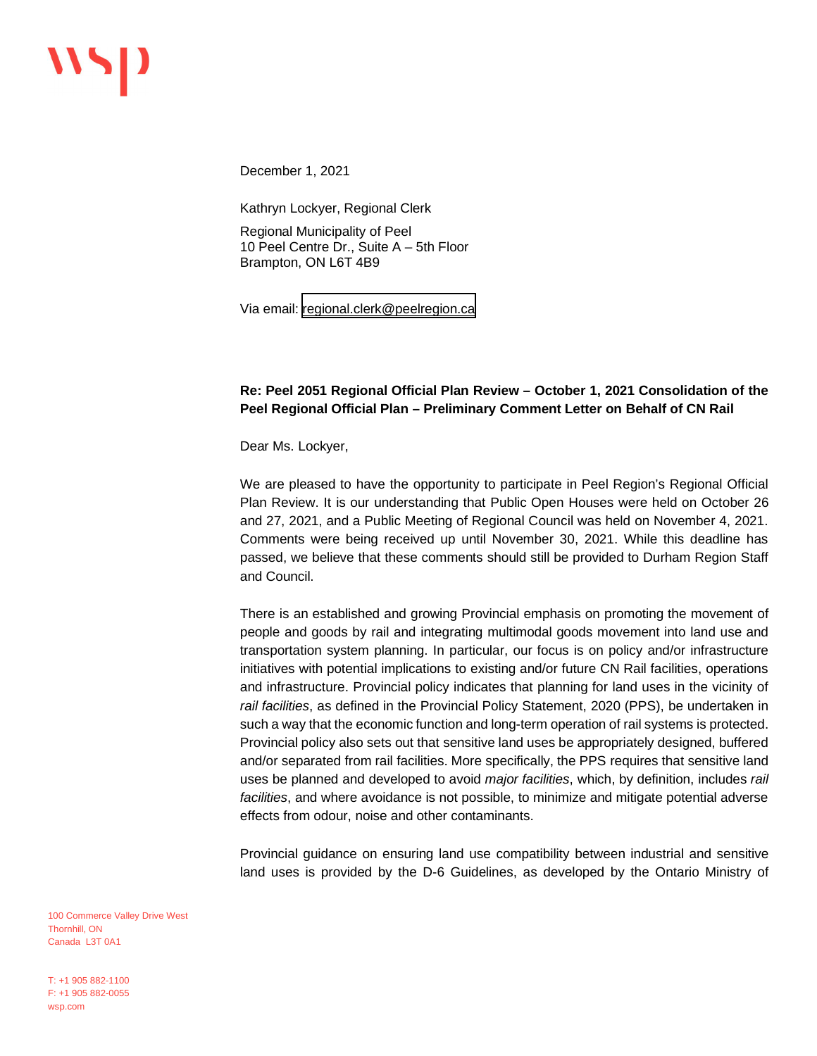December 1, 2021

Kathryn Lockyer, Regional Clerk

Regional Municipality of Peel
10 Peel Centre Dr., Suite A – 5th Floor
Brampton, ON L6T 4B9

Via email: regional.clerk@peelregion.ca

**Re: Peel 2051 Regional Official Plan Review – October 1, 2021 Consolidation of the Peel Regional Official Plan – Preliminary Comment Letter on Behalf of CN Rail**

Dear Ms. Lockyer,

We are pleased to have the opportunity to participate in Peel Region's Regional Official Plan Review. It is our understanding that Public Open Houses were held on October 26 and 27, 2021, and a Public Meeting of Regional Council was held on November 4, 2021. Comments were being received up until November 30, 2021. While this deadline has passed, we believe that these comments should still be provided to Durham Region Staff and Council.

There is an established and growing Provincial emphasis on promoting the movement of people and goods by rail and integrating multimodal goods movement into land use and transportation system planning. In particular, our focus is on policy and/or infrastructure initiatives with potential implications to existing and/or future CN Rail facilities, operations and infrastructure. Provincial policy indicates that planning for land uses in the vicinity of *rail facilities*, as defined in the Provincial Policy Statement, 2020 (PPS), be undertaken in such a way that the economic function and long-term operation of rail systems is protected. Provincial policy also sets out that sensitive land uses be appropriately designed, buffered and/or separated from rail facilities. More specifically, the PPS requires that sensitive land uses be planned and developed to avoid *major facilities*, which, by definition, includes *rail facilities*, and where avoidance is not possible, to minimize and mitigate potential adverse effects from odour, noise and other contaminants.

Provincial guidance on ensuring land use compatibility between industrial and sensitive land uses is provided by the D-6 Guidelines, as developed by the Ontario Ministry of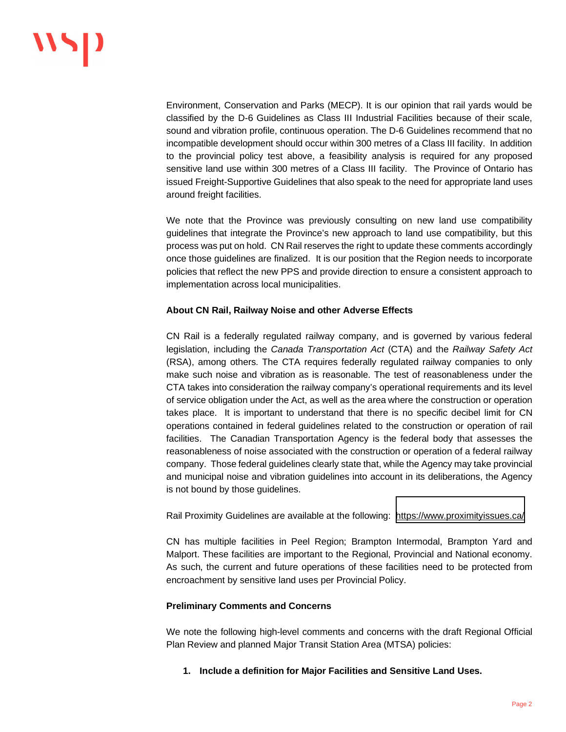Environment, Conservation and Parks (MECP). It is our opinion that rail yards would be classified by the D-6 Guidelines as Class III Industrial Facilities because of their scale, sound and vibration profile, continuous operation. The D-6 Guidelines recommend that no incompatible development should occur within 300 metres of a Class III facility. In addition to the provincial policy test above, a feasibility analysis is required for any proposed sensitive land use within 300 metres of a Class III facility. The Province of Ontario has issued Freight-Supportive Guidelines that also speak to the need for appropriate land uses around freight facilities.

We note that the Province was previously consulting on new land use compatibility guidelines that integrate the Province's new approach to land use compatibility, but this process was put on hold. CN Rail reserves the right to update these comments accordingly once those guidelines are finalized. It is our position that the Region needs to incorporate policies that reflect the new PPS and provide direction to ensure a consistent approach to implementation across local municipalities.

**About CN Rail, Railway Noise and other Adverse Effects**

CN Rail is a federally regulated railway company, and is governed by various federal legislation, including the *Canada Transportation Act* (CTA) and the *Railway Safety Act* (RSA), among others. The CTA requires federally regulated railway companies to only make such noise and vibration as is reasonable. The test of reasonableness under the CTA takes into consideration the railway company's operational requirements and its level of service obligation under the Act, as well as the area where the construction or operation takes place. It is important to understand that there is no specific decibel limit for CN operations contained in federal guidelines related to the construction or operation of rail facilities. The Canadian Transportation Agency is the federal body that assesses the reasonableness of noise associated with the construction or operation of a federal railway company. Those federal guidelines clearly state that, while the Agency may take provincial and municipal noise and vibration guidelines into account in its deliberations, the Agency is not bound by those guidelines.

Rail Proximity Guidelines are available at the following: https://www.proximityissues.ca/

CN has multiple facilities in Peel Region; Brampton Intermodal, Brampton Yard and Malport. These facilities are important to the Regional, Provincial and National economy. As such, the current and future operations of these facilities need to be protected from encroachment by sensitive land uses per Provincial Policy.

**Preliminary Comments and Concerns**

We note the following high-level comments and concerns with the draft Regional Official Plan Review and planned Major Transit Station Area (MTSA) policies:

1. **Include a definition for Major Facilities and Sensitive Land Uses.**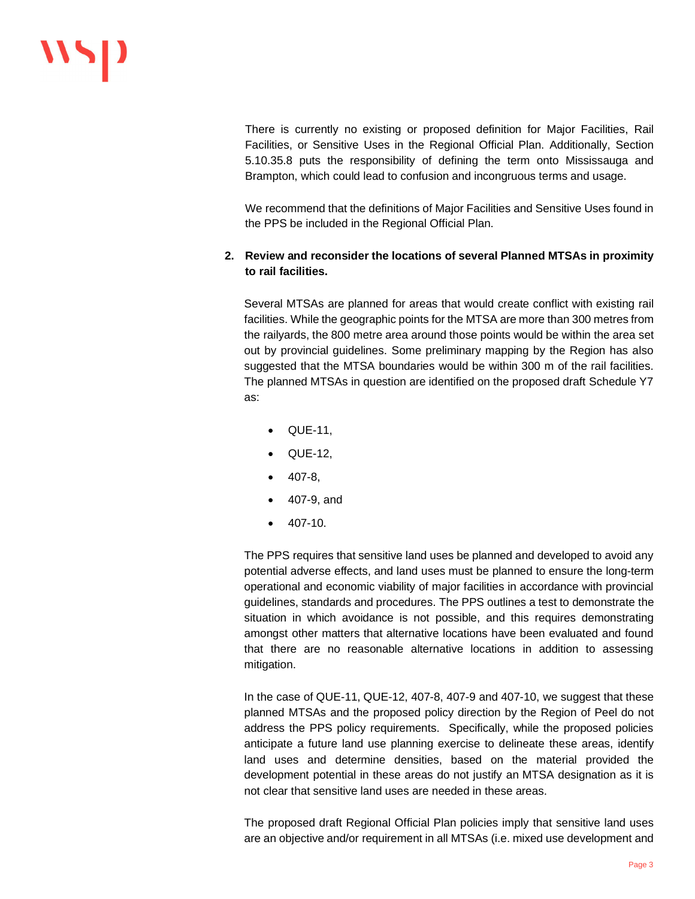There is currently no existing or proposed definition for Major Facilities, Rail Facilities, or Sensitive Uses in the Regional Official Plan. Additionally, Section 5.10.35.8 puts the responsibility of defining the term onto Mississauga and Brampton, which could lead to confusion and incongruous terms and usage.

We recommend that the definitions of Major Facilities and Sensitive Uses found in the PPS be included in the Regional Official Plan.

2. **Review and reconsider the locations of several Planned MTSAs in proximity to rail facilities.**

   Several MTSAs are planned for areas that would create conflict with existing rail facilities. While the geographic points for the MTSA are more than 300 metres from the railyards, the 800 metre area around those points would be within the area set out by provincial guidelines. Some preliminary mapping by the Region has also suggested that the MTSA boundaries would be within 300 m of the rail facilities. The planned MTSAs in question are identified on the proposed draft Schedule Y7 as:

   - QUE-11,
   - QUE-12,
   - 407-8,
   - 407-9, and
   - 407-10.

   The PPS requires that sensitive land uses be planned and developed to avoid any potential adverse effects, and land uses must be planned to ensure the long-term operational and economic viability of major facilities in accordance with provincial guidelines, standards and procedures. The PPS outlines a test to demonstrate the situation in which avoidance is not possible, and this requires demonstrating amongst other matters that alternative locations have been evaluated and found that there are no reasonable alternative locations in addition to assessing mitigation.

   In the case of QUE-11, QUE-12, 407-8, 407-9 and 407-10, we suggest that these planned MTSAs and the proposed policy direction by the Region of Peel do not address the PPS policy requirements. Specifically, while the proposed policies anticipate a future land use planning exercise to delineate these areas, identify land uses and determine densities, based on the material provided the development potential in these areas do not justify an MTSA designation as it is not clear that sensitive land uses are needed in these areas.

   The proposed draft Regional Official Plan policies imply that sensitive land uses are an objective and/or requirement in all MTSAs (i.e. mixed use development and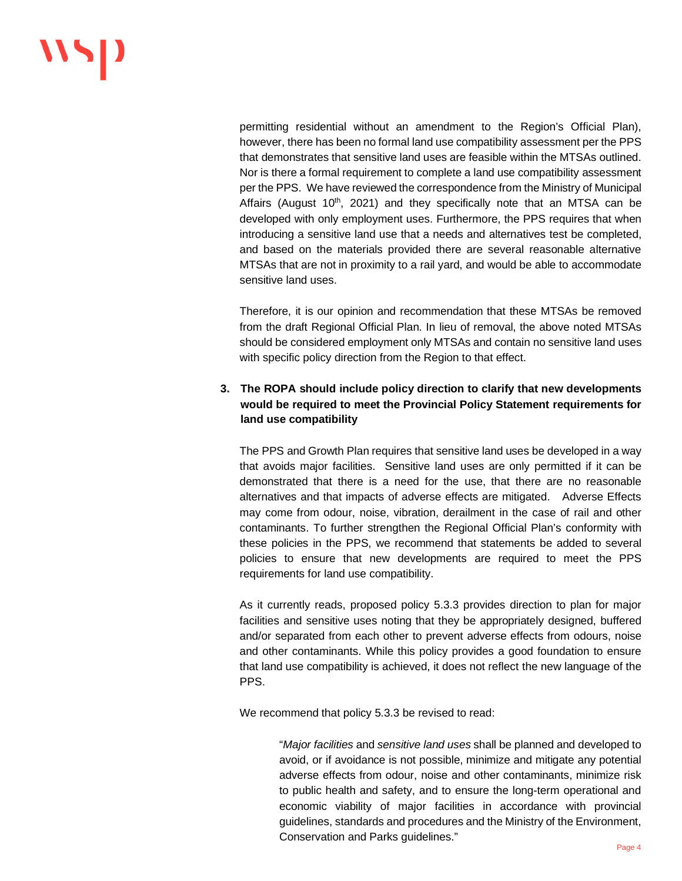permitting residential without an amendment to the Region's Official Plan), however, there has been no formal land use compatibility assessment per the PPS that demonstrates that sensitive land uses are feasible within the MTSAs outlined. Nor is there a formal requirement to complete a land use compatibility assessment per the PPS. We have reviewed the correspondence from the Ministry of Municipal Affairs (August 10th, 2021) and they specifically note that an MTSA can be developed with only employment uses. Furthermore, the PPS requires that when introducing a sensitive land use that a needs and alternatives test be completed, and based on the materials provided there are several reasonable alternative MTSAs that are not in proximity to a rail yard, and would be able to accommodate sensitive land uses.

Therefore, it is our opinion and recommendation that these MTSAs be removed from the draft Regional Official Plan. In lieu of removal, the above noted MTSAs should be considered employment only MTSAs and contain no sensitive land uses with specific policy direction from the Region to that effect.

3. **The ROPA should include policy direction to clarify that new developments would be required to meet the Provincial Policy Statement requirements for land use compatibility**

The PPS and Growth Plan requires that sensitive land uses be developed in a way that avoids major facilities. Sensitive land uses are only permitted if it can be demonstrated that there is a need for the use, that there are no reasonable alternatives and that impacts of adverse effects are mitigated. Adverse Effects may come from odour, noise, vibration, derailment in the case of rail and other contaminants. To further strengthen the Regional Official Plan's conformity with these policies in the PPS, we recommend that statements be added to several policies to ensure that new developments are required to meet the PPS requirements for land use compatibility.

As it currently reads, proposed policy 5.3.3 provides direction to plan for major facilities and sensitive uses noting that they be appropriately designed, buffered and/or separated from each other to prevent adverse effects from odours, noise and other contaminants. While this policy provides a good foundation to ensure that land use compatibility is achieved, it does not reflect the new language of the PPS.

We recommend that policy 5.3.3 be revised to read:

> "*Major facilities* and *sensitive land uses* shall be planned and developed to avoid, or if avoidance is not possible, minimize and mitigate any potential adverse effects from odour, noise and other contaminants, minimize risk to public health and safety, and to ensure the long-term operational and economic viability of major facilities in accordance with provincial guidelines, standards and procedures and the Ministry of the Environment, Conservation and Parks guidelines."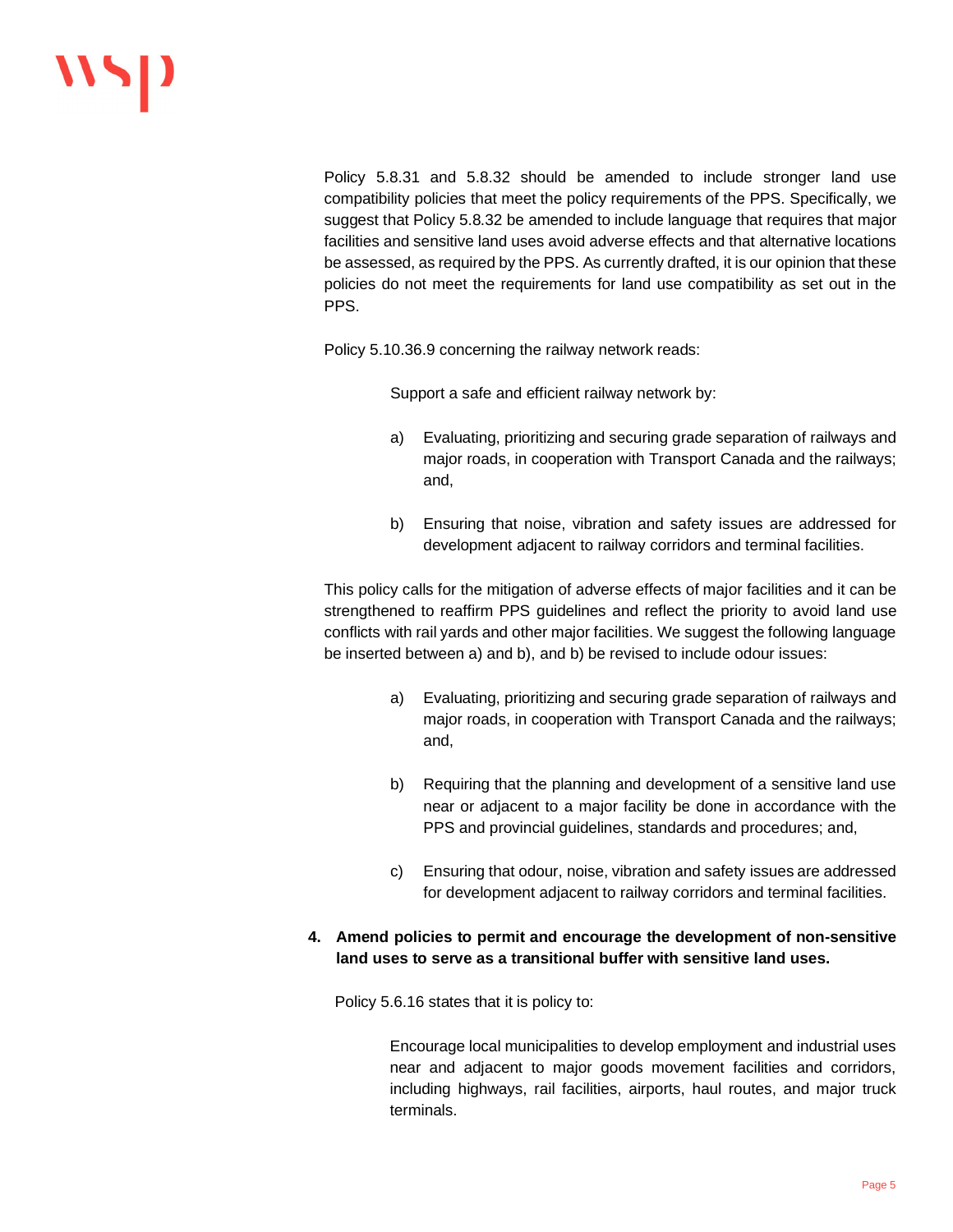Policy 5.8.31 and 5.8.32 should be amended to include stronger land use compatibility policies that meet the policy requirements of the PPS. Specifically, we suggest that Policy 5.8.32 be amended to include language that requires that major facilities and sensitive land uses avoid adverse effects and that alternative locations be assessed, as required by the PPS. As currently drafted, it is our opinion that these policies do not meet the requirements for land use compatibility as set out in the PPS.

Policy 5.10.36.9 concerning the railway network reads:

> Support a safe and efficient railway network by:
>
> a) Evaluating, prioritizing and securing grade separation of railways and major roads, in cooperation with Transport Canada and the railways; and,
>
> b) Ensuring that noise, vibration and safety issues are addressed for development adjacent to railway corridors and terminal facilities.

This policy calls for the mitigation of adverse effects of major facilities and it can be strengthened to reaffirm PPS guidelines and reflect the priority to avoid land use conflicts with rail yards and other major facilities. We suggest the following language be inserted between a) and b), and b) be revised to include odour issues:

> a) Evaluating, prioritizing and securing grade separation of railways and major roads, in cooperation with Transport Canada and the railways; and,
>
> b) Requiring that the planning and development of a sensitive land use near or adjacent to a major facility be done in accordance with the PPS and provincial guidelines, standards and procedures; and,
>
> c) Ensuring that odour, noise, vibration and safety issues are addressed for development adjacent to railway corridors and terminal facilities.

4. **Amend policies to permit and encourage the development of non-sensitive land uses to serve as a transitional buffer with sensitive land uses.**

Policy 5.6.16 states that it is policy to:

> Encourage local municipalities to develop employment and industrial uses near and adjacent to major goods movement facilities and corridors, including highways, rail facilities, airports, haul routes, and major truck terminals.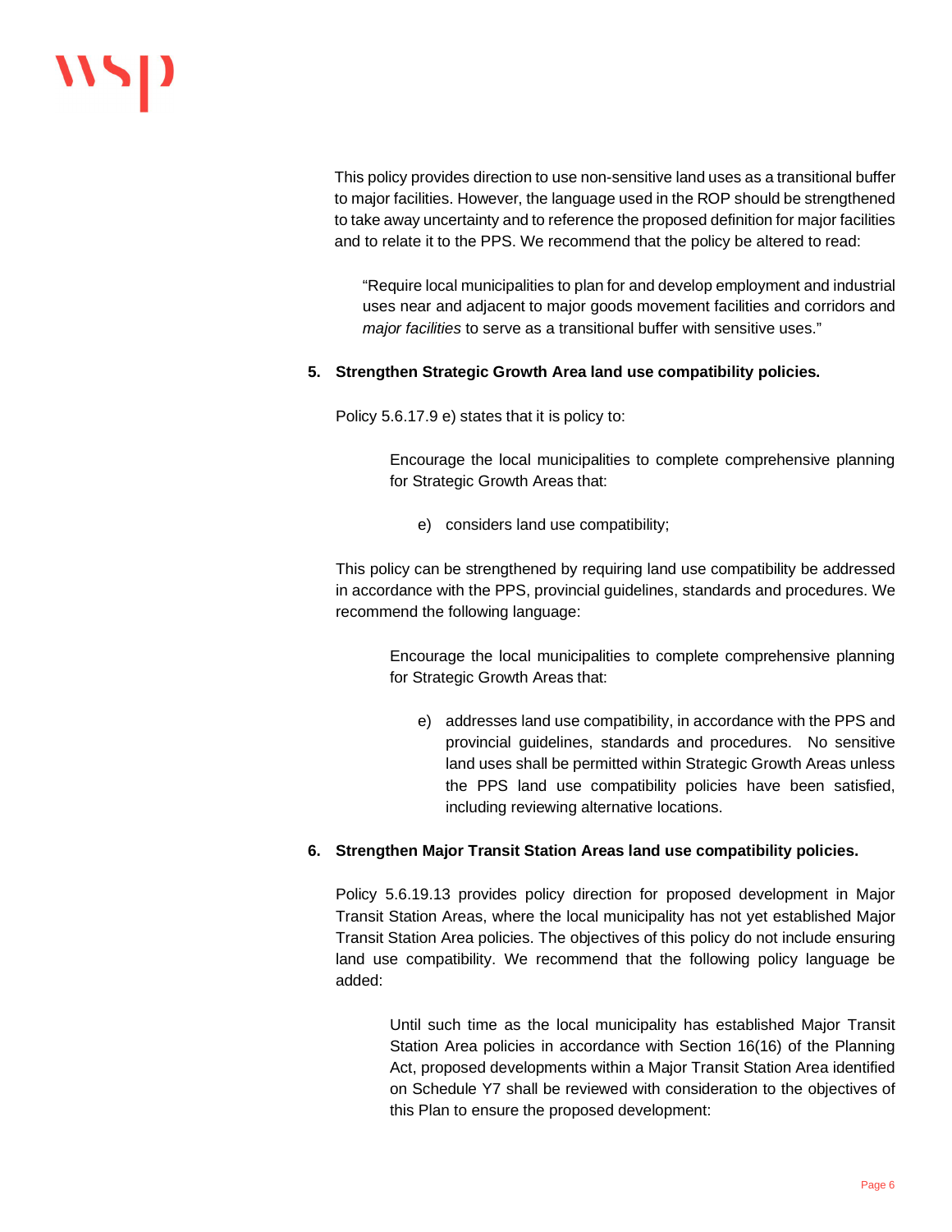This policy provides direction to use non-sensitive land uses as a transitional buffer to major facilities. However, the language used in the ROP should be strengthened to take away uncertainty and to reference the proposed definition for major facilities and to relate it to the PPS. We recommend that the policy be altered to read:

> "Require local municipalities to plan for and develop employment and industrial uses near and adjacent to major goods movement facilities and corridors and *major facilities* to serve as a transitional buffer with sensitive uses."

**5. Strengthen Strategic Growth Area land use compatibility policies.**

Policy 5.6.17.9 e) states that it is policy to:

> Encourage the local municipalities to complete comprehensive planning for Strategic Growth Areas that:
>
> e) considers land use compatibility;

This policy can be strengthened by requiring land use compatibility be addressed in accordance with the PPS, provincial guidelines, standards and procedures. We recommend the following language:

> Encourage the local municipalities to complete comprehensive planning for Strategic Growth Areas that:
>
> e) addresses land use compatibility, in accordance with the PPS and provincial guidelines, standards and procedures. No sensitive land uses shall be permitted within Strategic Growth Areas unless the PPS land use compatibility policies have been satisfied, including reviewing alternative locations.

**6. Strengthen Major Transit Station Areas land use compatibility policies.**

Policy 5.6.19.13 provides policy direction for proposed development in Major Transit Station Areas, where the local municipality has not yet established Major Transit Station Area policies. The objectives of this policy do not include ensuring land use compatibility. We recommend that the following policy language be added:

> Until such time as the local municipality has established Major Transit Station Area policies in accordance with Section 16(16) of the Planning Act, proposed developments within a Major Transit Station Area identified on Schedule Y7 shall be reviewed with consideration to the objectives of this Plan to ensure the proposed development: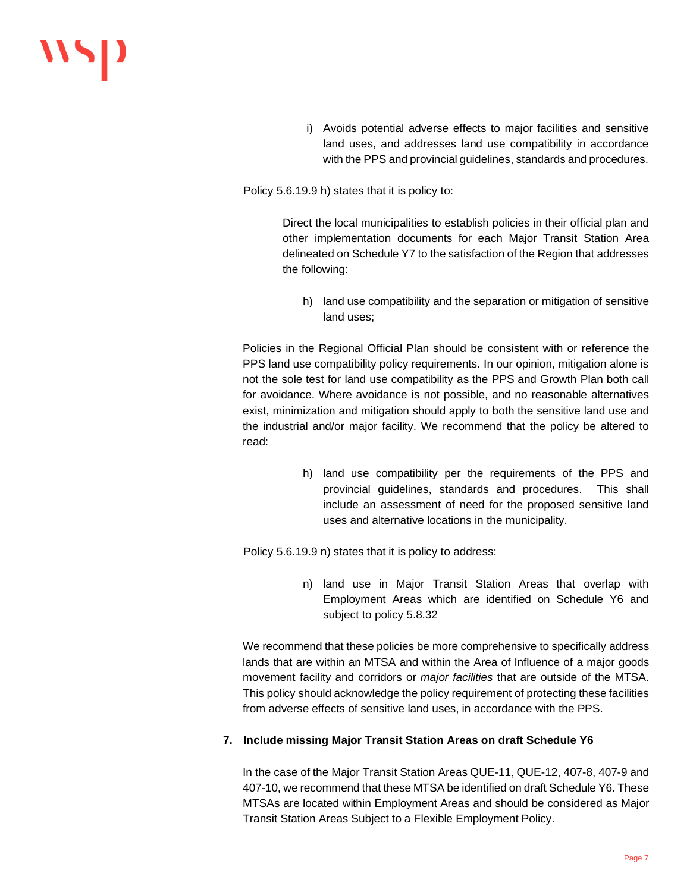i) Avoids potential adverse effects to major facilities and sensitive land uses, and addresses land use compatibility in accordance with the PPS and provincial guidelines, standards and procedures.

Policy 5.6.19.9 h) states that it is policy to:

> Direct the local municipalities to establish policies in their official plan and other implementation documents for each Major Transit Station Area delineated on Schedule Y7 to the satisfaction of the Region that addresses the following:
>
> h) land use compatibility and the separation or mitigation of sensitive land uses;

Policies in the Regional Official Plan should be consistent with or reference the PPS land use compatibility policy requirements. In our opinion, mitigation alone is not the sole test for land use compatibility as the PPS and Growth Plan both call for avoidance. Where avoidance is not possible, and no reasonable alternatives exist, minimization and mitigation should apply to both the sensitive land use and the industrial and/or major facility. We recommend that the policy be altered to read:

> h) land use compatibility per the requirements of the PPS and provincial guidelines, standards and procedures. This shall include an assessment of need for the proposed sensitive land uses and alternative locations in the municipality.

Policy 5.6.19.9 n) states that it is policy to address:

> n) land use in Major Transit Station Areas that overlap with Employment Areas which are identified on Schedule Y6 and subject to policy 5.8.32

We recommend that these policies be more comprehensive to specifically address lands that are within an MTSA and within the Area of Influence of a major goods movement facility and corridors or *major facilities* that are outside of the MTSA. This policy should acknowledge the policy requirement of protecting these facilities from adverse effects of sensitive land uses, in accordance with the PPS.

**7. Include missing Major Transit Station Areas on draft Schedule Y6**

In the case of the Major Transit Station Areas QUE-11, QUE-12, 407-8, 407-9 and 407-10, we recommend that these MTSA be identified on draft Schedule Y6. These MTSAs are located within Employment Areas and should be considered as Major Transit Station Areas Subject to a Flexible Employment Policy.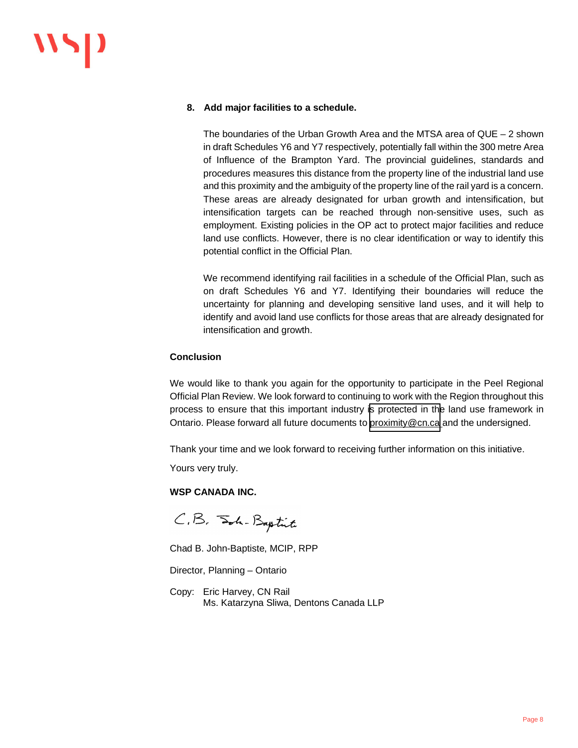8. **Add major facilities to a schedule.**

   The boundaries of the Urban Growth Area and the MTSA area of QUE – 2 shown in draft Schedules Y6 and Y7 respectively, potentially fall within the 300 metre Area of Influence of the Brampton Yard. The provincial guidelines, standards and procedures measures this distance from the property line of the industrial land use and this proximity and the ambiguity of the property line of the rail yard is a concern. These areas are already designated for urban growth and intensification, but intensification targets can be reached through non-sensitive uses, such as employment. Existing policies in the OP act to protect major facilities and reduce land use conflicts. However, there is no clear identification or way to identify this potential conflict in the Official Plan.

   We recommend identifying rail facilities in a schedule of the Official Plan, such as on draft Schedules Y6 and Y7. Identifying their boundaries will reduce the uncertainty for planning and developing sensitive land uses, and it will help to identify and avoid land use conflicts for those areas that are already designated for intensification and growth.

**Conclusion**

We would like to thank you again for the opportunity to participate in the Peel Regional Official Plan Review. We look forward to continuing to work with the Region throughout this process to ensure that this important industry is protected in the land use framework in Ontario. Please forward all future documents to proximity@cn.ca and the undersigned.

Thank your time and we look forward to receiving further information on this initiative.

Yours very truly.

**WSP CANADA INC.**

C.B. John-Baptiste

Chad B. John-Baptiste, MCIP, RPP

Director, Planning – Ontario

Copy: Eric Harvey, CN Rail
Ms. Katarzyna Sliwa, Dentons Canada LLP